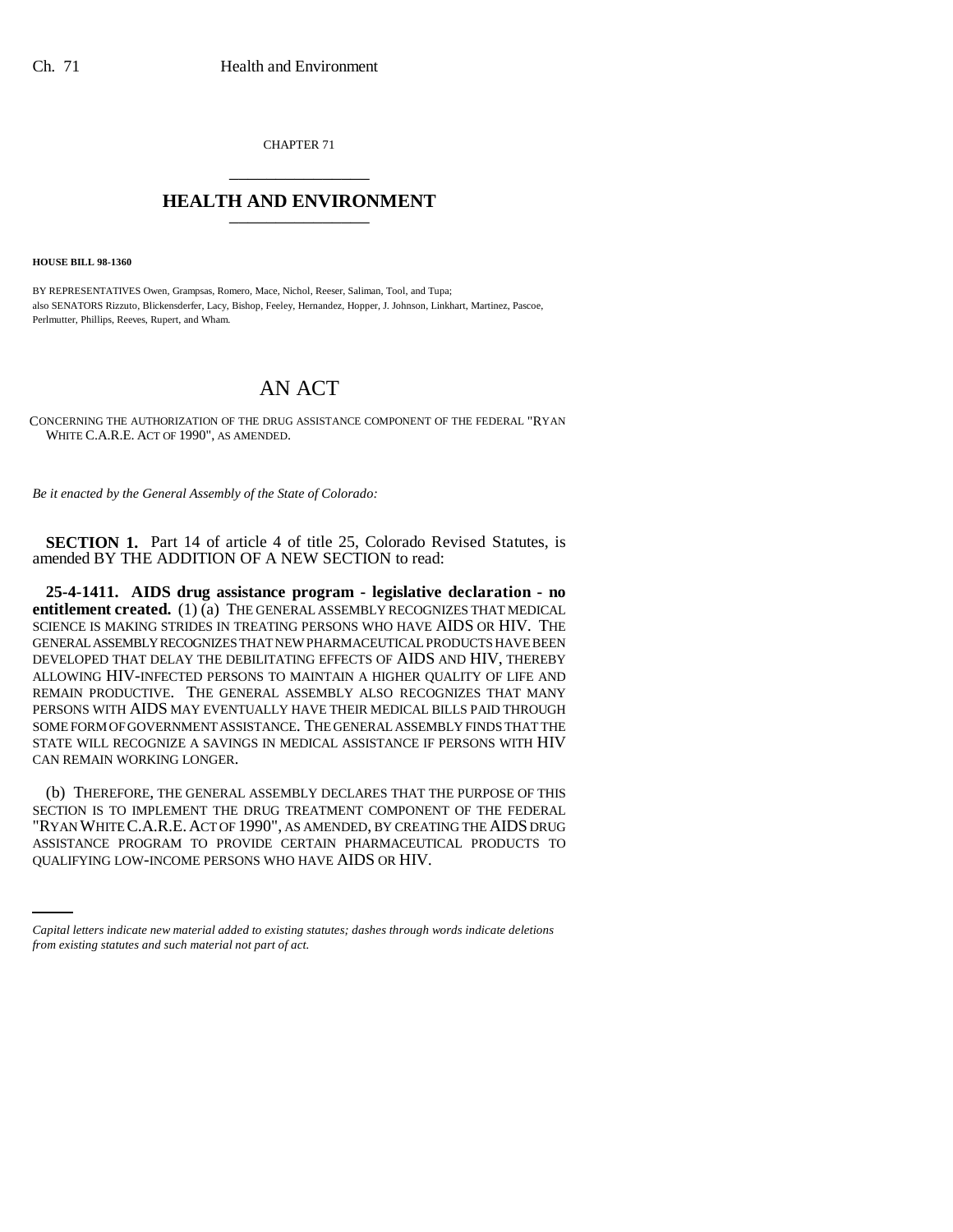CHAPTER 71

# HEALTH AND ENVIRONMENT

**HOUSE BILL 98-1360**

BY REPRESENTATIVES Owen, Grampsas, Romero, Mace, Nichol, Reeser, Saliman, Tool, and Tupa;
also SENATORS Rizzuto, Blickensderfer, Lacy, Bishop, Feeley, Hernandez, Hopper, J. Johnson, Linkhart, Martinez, Pascoe, Perlmutter, Phillips, Reeves, Rupert, and Wham.

# AN ACT

CONCERNING THE AUTHORIZATION OF THE DRUG ASSISTANCE COMPONENT OF THE FEDERAL "RYAN WHITE C.A.R.E. ACT OF 1990", AS AMENDED.

*Be it enacted by the General Assembly of the State of Colorado:*

**SECTION 1.** Part 14 of article 4 of title 25, Colorado Revised Statutes, is amended BY THE ADDITION OF A NEW SECTION to read:

**25-4-1411. AIDS drug assistance program - legislative declaration - no entitlement created.** (1) (a) THE GENERAL ASSEMBLY RECOGNIZES THAT MEDICAL SCIENCE IS MAKING STRIDES IN TREATING PERSONS WHO HAVE AIDS OR HIV. THE GENERAL ASSEMBLY RECOGNIZES THAT NEW PHARMACEUTICAL PRODUCTS HAVE BEEN DEVELOPED THAT DELAY THE DEBILITATING EFFECTS OF AIDS AND HIV, THEREBY ALLOWING HIV-INFECTED PERSONS TO MAINTAIN A HIGHER QUALITY OF LIFE AND REMAIN PRODUCTIVE. THE GENERAL ASSEMBLY ALSO RECOGNIZES THAT MANY PERSONS WITH AIDS MAY EVENTUALLY HAVE THEIR MEDICAL BILLS PAID THROUGH SOME FORM OF GOVERNMENT ASSISTANCE. THE GENERAL ASSEMBLY FINDS THAT THE STATE WILL RECOGNIZE A SAVINGS IN MEDICAL ASSISTANCE IF PERSONS WITH HIV CAN REMAIN WORKING LONGER.

(b) THEREFORE, THE GENERAL ASSEMBLY DECLARES THAT THE PURPOSE OF THIS SECTION IS TO IMPLEMENT THE DRUG TREATMENT COMPONENT OF THE FEDERAL "RYAN WHITE C.A.R.E. ACT OF 1990", AS AMENDED, BY CREATING THE AIDS DRUG ASSISTANCE PROGRAM TO PROVIDE CERTAIN PHARMACEUTICAL PRODUCTS TO QUALIFYING LOW-INCOME PERSONS WHO HAVE AIDS OR HIV.

*Capital letters indicate new material added to existing statutes; dashes through words indicate deletions from existing statutes and such material not part of act.*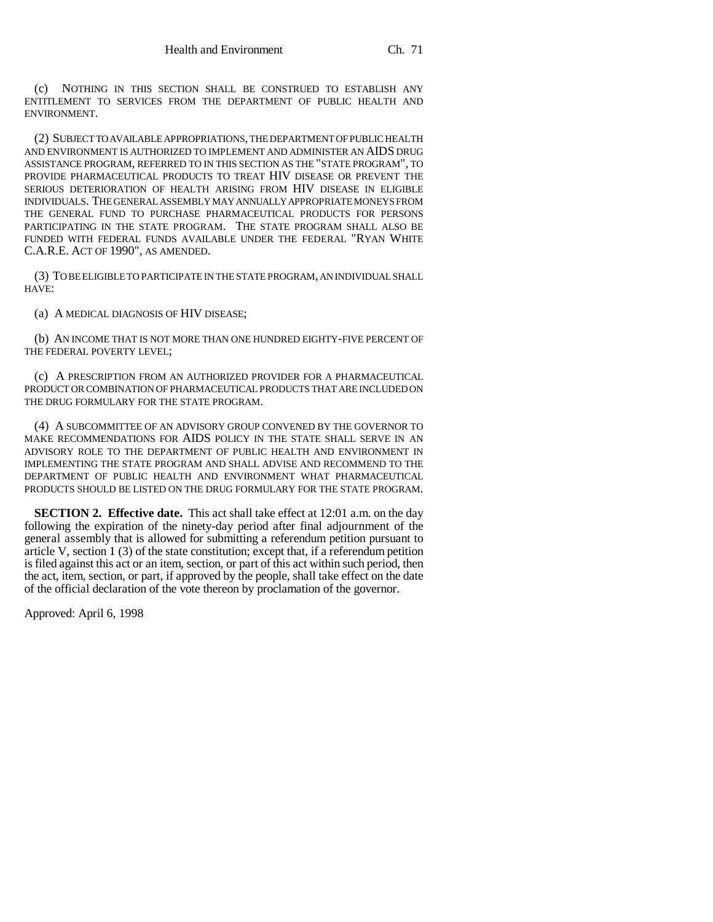(c) NOTHING IN THIS SECTION SHALL BE CONSTRUED TO ESTABLISH ANY ENTITLEMENT TO SERVICES FROM THE DEPARTMENT OF PUBLIC HEALTH AND ENVIRONMENT.

(2) SUBJECT TO AVAILABLE APPROPRIATIONS, THE DEPARTMENT OF PUBLIC HEALTH AND ENVIRONMENT IS AUTHORIZED TO IMPLEMENT AND ADMINISTER AN AIDS DRUG ASSISTANCE PROGRAM, REFERRED TO IN THIS SECTION AS THE "STATE PROGRAM", TO PROVIDE PHARMACEUTICAL PRODUCTS TO TREAT HIV DISEASE OR PREVENT THE SERIOUS DETERIORATION OF HEALTH ARISING FROM HIV DISEASE IN ELIGIBLE INDIVIDUALS. THE GENERAL ASSEMBLY MAY ANNUALLY APPROPRIATE MONEYS FROM THE GENERAL FUND TO PURCHASE PHARMACEUTICAL PRODUCTS FOR PERSONS PARTICIPATING IN THE STATE PROGRAM. THE STATE PROGRAM SHALL ALSO BE FUNDED WITH FEDERAL FUNDS AVAILABLE UNDER THE FEDERAL "RYAN WHITE C.A.R.E. ACT OF 1990", AS AMENDED.

(3) TO BE ELIGIBLE TO PARTICIPATE IN THE STATE PROGRAM, AN INDIVIDUAL SHALL HAVE:

(a) A MEDICAL DIAGNOSIS OF HIV DISEASE;

(b) AN INCOME THAT IS NOT MORE THAN ONE HUNDRED EIGHTY-FIVE PERCENT OF THE FEDERAL POVERTY LEVEL;

(c) A PRESCRIPTION FROM AN AUTHORIZED PROVIDER FOR A PHARMACEUTICAL PRODUCT OR COMBINATION OF PHARMACEUTICAL PRODUCTS THAT ARE INCLUDED ON THE DRUG FORMULARY FOR THE STATE PROGRAM.

(4) A SUBCOMMITTEE OF AN ADVISORY GROUP CONVENED BY THE GOVERNOR TO MAKE RECOMMENDATIONS FOR AIDS POLICY IN THE STATE SHALL SERVE IN AN ADVISORY ROLE TO THE DEPARTMENT OF PUBLIC HEALTH AND ENVIRONMENT IN IMPLEMENTING THE STATE PROGRAM AND SHALL ADVISE AND RECOMMEND TO THE DEPARTMENT OF PUBLIC HEALTH AND ENVIRONMENT WHAT PHARMACEUTICAL PRODUCTS SHOULD BE LISTED ON THE DRUG FORMULARY FOR THE STATE PROGRAM.

**SECTION 2. Effective date.** This act shall take effect at 12:01 a.m. on the day following the expiration of the ninety-day period after final adjournment of the general assembly that is allowed for submitting a referendum petition pursuant to article V, section 1 (3) of the state constitution; except that, if a referendum petition is filed against this act or an item, section, or part of this act within such period, then the act, item, section, or part, if approved by the people, shall take effect on the date of the official declaration of the vote thereon by proclamation of the governor.

Approved: April 6, 1998